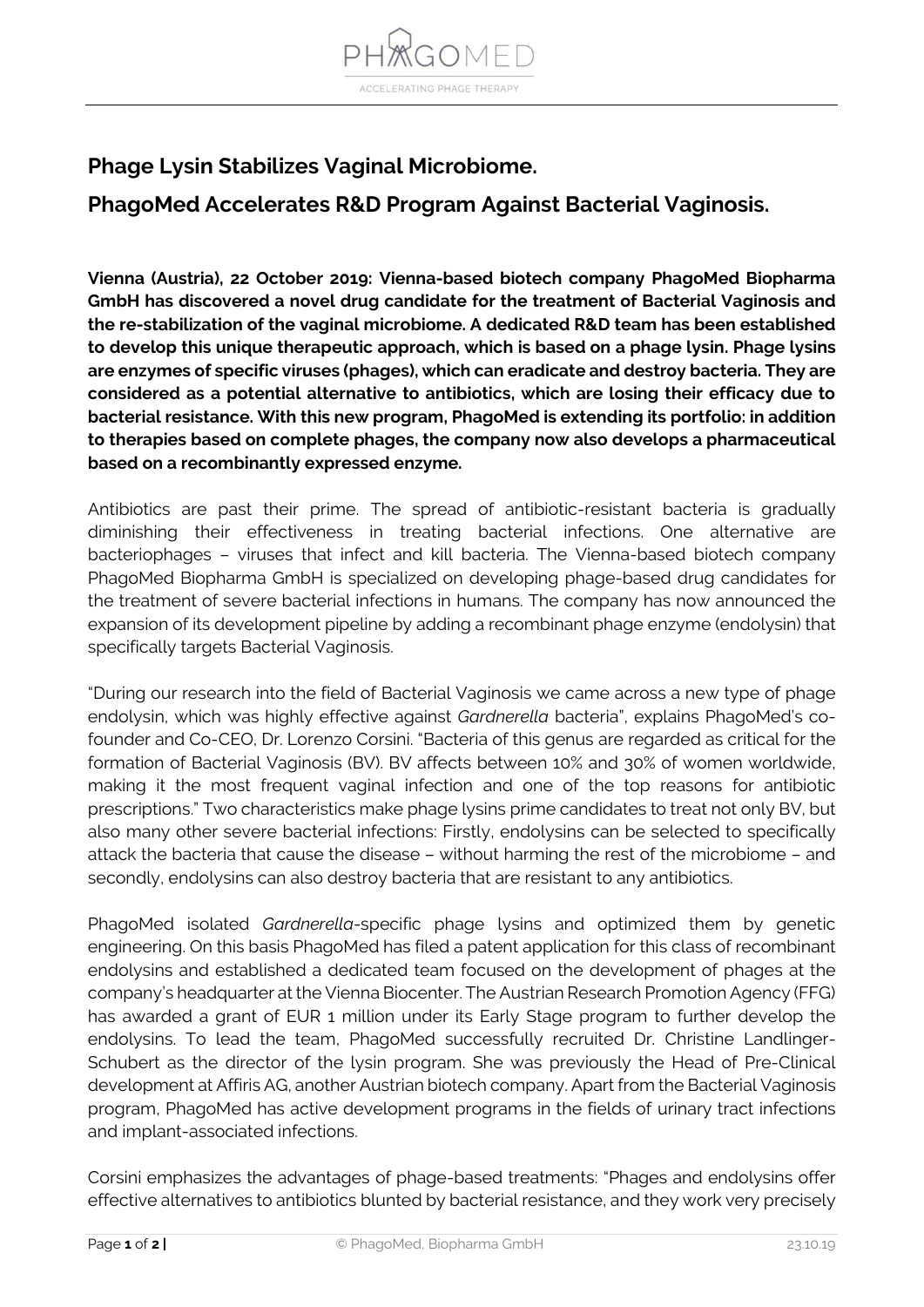## Phage Lysin Stabilizes Vaginal Microbiome.

## PhagoMed Accelerates R&D Program Against Bacterial Vaginosis.

**Vienna (Austria), 22 October 2019: Vienna-based biotech company PhagoMed Biopharma GmbH has discovered a novel drug candidate for the treatment of Bacterial Vaginosis and the re-stabilization of the vaginal microbiome. A dedicated R&D team has been established to develop this unique therapeutic approach, which is based on a phage lysin. Phage lysins are enzymes of specific viruses (phages), which can eradicate and destroy bacteria. They are considered as a potential alternative to antibiotics, which are losing their efficacy due to bacterial resistance. With this new program, PhagoMed is extending its portfolio: in addition to therapies based on complete phages, the company now also develops a pharmaceutical based on a recombinantly expressed enzyme.**

Antibiotics are past their prime. The spread of antibiotic-resistant bacteria is gradually diminishing their effectiveness in treating bacterial infections. One alternative are bacteriophages – viruses that infect and kill bacteria. The Vienna-based biotech company PhagoMed Biopharma GmbH is specialized on developing phage-based drug candidates for the treatment of severe bacterial infections in humans. The company has now announced the expansion of its development pipeline by adding a recombinant phage enzyme (endolysin) that specifically targets Bacterial Vaginosis.

"During our research into the field of Bacterial Vaginosis we came across a new type of phage endolysin, which was highly effective against *Gardnerella* bacteria", explains PhagoMed's co-founder and Co-CEO, Dr. Lorenzo Corsini. "Bacteria of this genus are regarded as critical for the formation of Bacterial Vaginosis (BV). BV affects between 10% and 30% of women worldwide, making it the most frequent vaginal infection and one of the top reasons for antibiotic prescriptions." Two characteristics make phage lysins prime candidates to treat not only BV, but also many other severe bacterial infections: Firstly, endolysins can be selected to specifically attack the bacteria that cause the disease – without harming the rest of the microbiome – and secondly, endolysins can also destroy bacteria that are resistant to any antibiotics.

PhagoMed isolated *Gardnerella*-specific phage lysins and optimized them by genetic engineering. On this basis PhagoMed has filed a patent application for this class of recombinant endolysins and established a dedicated team focused on the development of phages at the company's headquarter at the Vienna Biocenter. The Austrian Research Promotion Agency (FFG) has awarded a grant of EUR 1 million under its Early Stage program to further develop the endolysins. To lead the team, PhagoMed successfully recruited Dr. Christine Landlinger-Schubert as the director of the lysin program. She was previously the Head of Pre-Clinical development at Affiris AG, another Austrian biotech company. Apart from the Bacterial Vaginosis program, PhagoMed has active development programs in the fields of urinary tract infections and implant-associated infections.

Corsini emphasizes the advantages of phage-based treatments: "Phages and endolysins offer effective alternatives to antibiotics blunted by bacterial resistance, and they work very precisely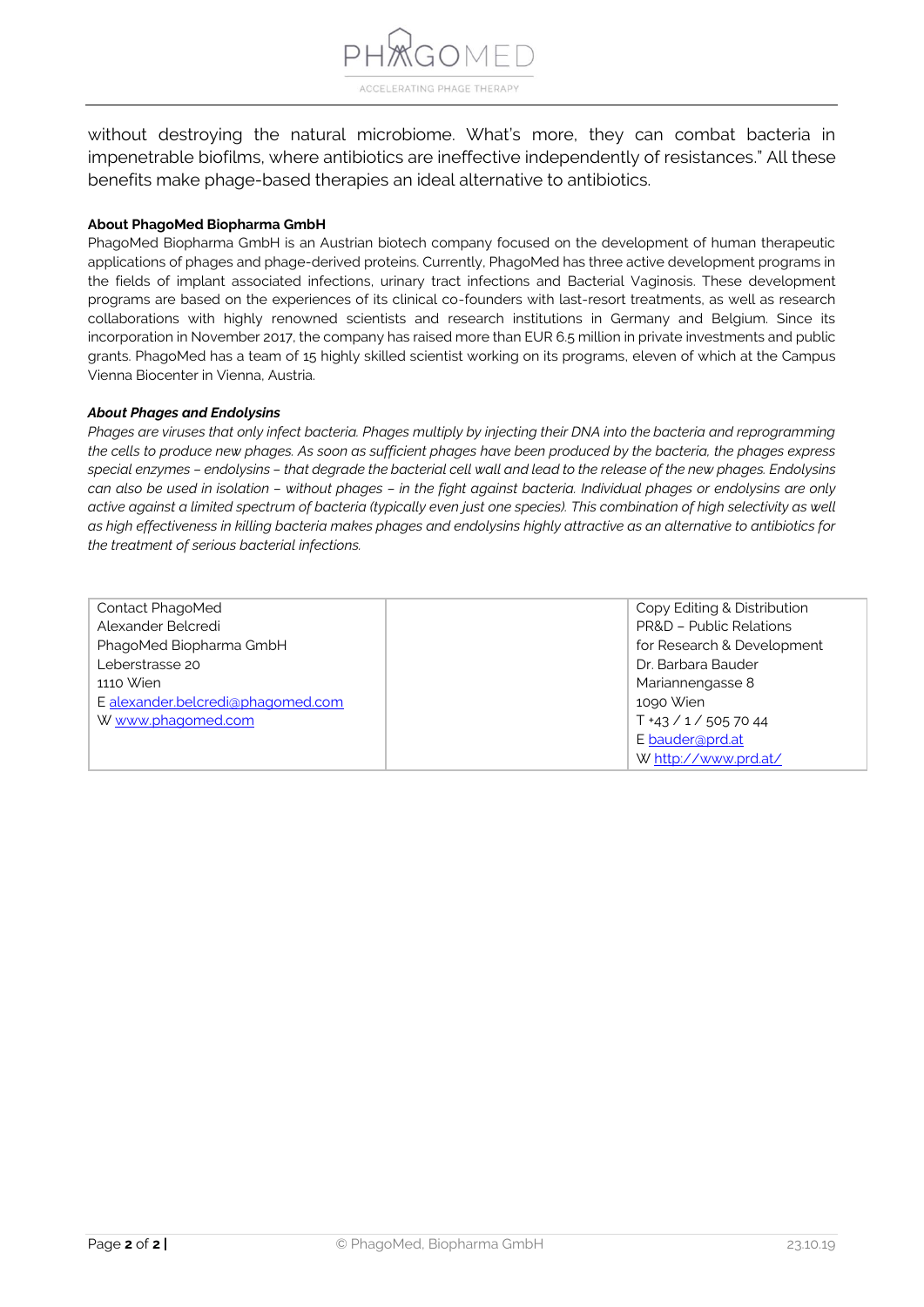without destroying the natural microbiome. What's more, they can combat bacteria in impenetrable biofilms, where antibiotics are ineffective independently of resistances." All these benefits make phage-based therapies an ideal alternative to antibiotics.

**About PhagoMed Biopharma GmbH**

PhagoMed Biopharma GmbH is an Austrian biotech company focused on the development of human therapeutic applications of phages and phage-derived proteins. Currently, PhagoMed has three active development programs in the fields of implant associated infections, urinary tract infections and Bacterial Vaginosis. These development programs are based on the experiences of its clinical co-founders with last-resort treatments, as well as research collaborations with highly renowned scientists and research institutions in Germany and Belgium. Since its incorporation in November 2017, the company has raised more than EUR 6.5 million in private investments and public grants. PhagoMed has a team of 15 highly skilled scientist working on its programs, eleven of which at the Campus Vienna Biocenter in Vienna, Austria.

***About Phages and Endolysins***

*Phages are viruses that only infect bacteria. Phages multiply by injecting their DNA into the bacteria and reprogramming the cells to produce new phages. As soon as sufficient phages have been produced by the bacteria, the phages express special enzymes – endolysins – that degrade the bacterial cell wall and lead to the release of the new phages. Endolysins can also be used in isolation – without phages – in the fight against bacteria. Individual phages or endolysins are only active against a limited spectrum of bacteria (typically even just one species). This combination of high selectivity as well as high effectiveness in killing bacteria makes phages and endolysins highly attractive as an alternative to antibiotics for the treatment of serious bacterial infections.*

| | | |
|---|---|---|
| Contact PhagoMed<br>Alexander Belcredi<br>PhagoMed Biopharma GmbH<br>Leberstrasse 20<br>1110 Wien<br>E alexander.belcredi@phagomed.com<br>W www.phagomed.com | | Copy Editing & Distribution<br>PR&D – Public Relations<br>for Research & Development<br>Dr. Barbara Bauder<br>Mariannengasse 8<br>1090 Wien<br>T +43 / 1 / 505 70 44<br>E bauder@prd.at<br>W http://www.prd.at/ |